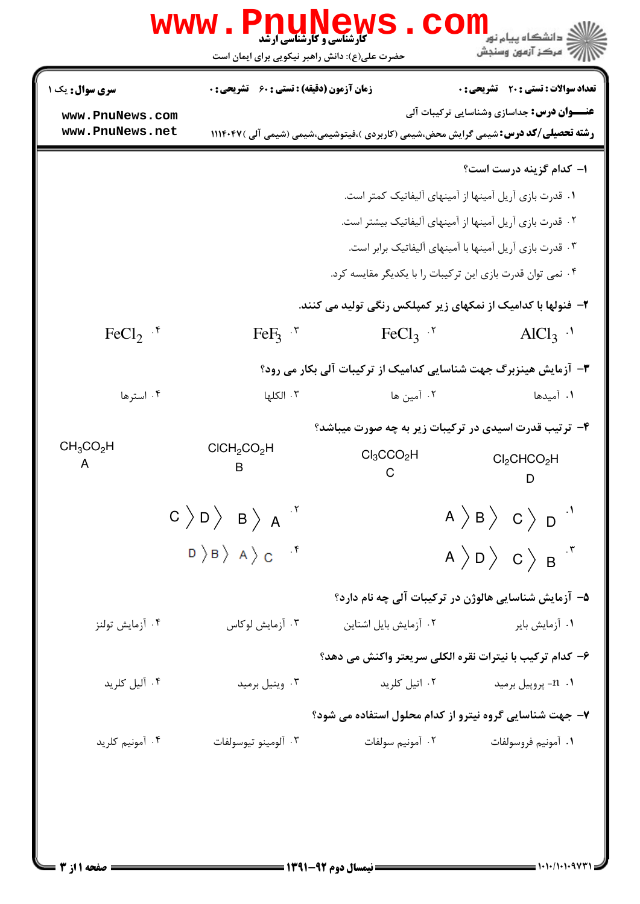**تعداد سوالات: تستی: ۲۰ تشریحی: ۰** | **زمان آزمون (دقیقه): تستی: ۶۰ تشریحی: ۰** | **سری سوال: یک ۱**

**عنـــوان درس:** جداسازی وشناسایی ترکیبات آلی

**رشته تحصیلی/کد درس:** شیمی گرایش محض،شیمی (کاربردی )،فیتوشیمی،شیمی (شیمی آلی )۱۱۱۴۰۴۷

**۱- کدام گزینه درست است؟**

۱. قدرت بازی آریل آمینها از آمینهای آلیفاتیک کمتر است.

۲. قدرت بازی آریل آمینها از آمینهای آلیفاتیک بیشتر است.

۳. قدرت بازی آریل آمینها با آمینهای آلیفاتیک برابر است.

۴. نمی توان قدرت بازی این ترکیبات را با یکدیگر مقایسه کرد.

**۲- فنولها با کدامیک از نمکهای زیر کمپلکس رنگی تولید می کنند.**

۱. $AlCl_3$ &nbsp;&nbsp; ۲. $FeCl_3$ &nbsp;&nbsp; ۳. $FeF_3$ &nbsp;&nbsp; ۴. $FeCl_2$

**۳- آزمایش هینزبرگ جهت شناسایی کدامیک از ترکیبات آلی بکار می رود؟**

۱. آمیدها &nbsp;&nbsp; ۲. آمین ها &nbsp;&nbsp; ۳. الکلها &nbsp;&nbsp; ۴. استرها

**۴- ترتیب قدرت اسیدی در ترکیبات زیر به چه صورت میباشد؟**

D: $Cl_2CHCO_2H$ &nbsp;&nbsp; C: $Cl_3CCO_2H$ &nbsp;&nbsp; B: $ClCH_2CO_2H$ &nbsp;&nbsp; A: $CH_3CO_2H$

۱. $A > B > C > D$ &nbsp;&nbsp; ۲. $C > D > B > A$

۳. $A > D > C > B$ &nbsp;&nbsp; ۴. $D > B > A > C$

**۵- آزمایش شناسایی هالوژن در ترکیبات آلی چه نام دارد؟**

۱. آزمایش بایر &nbsp;&nbsp; ۲. آزمایش بایل اشتاین &nbsp;&nbsp; ۳. آزمایش لوکاس &nbsp;&nbsp; ۴. آزمایش تولنز

**۶- کدام ترکیب با نیترات نقره الکلی سریعتر واکنش می دهد؟**

۱. n- پروپیل برمید &nbsp;&nbsp; ۲. اتیل کلرید &nbsp;&nbsp; ۳. وینیل برمید &nbsp;&nbsp; ۴. آلیل کلرید

**۷- جهت شناسایی گروه نیترو از کدام محلول استفاده می شود؟**

۱. آمونیم فروسولفات &nbsp;&nbsp; ۲. آمونیم سولفات &nbsp;&nbsp; ۳. آلومینو تیوسولفات &nbsp;&nbsp; ۴. آمونیم کلرید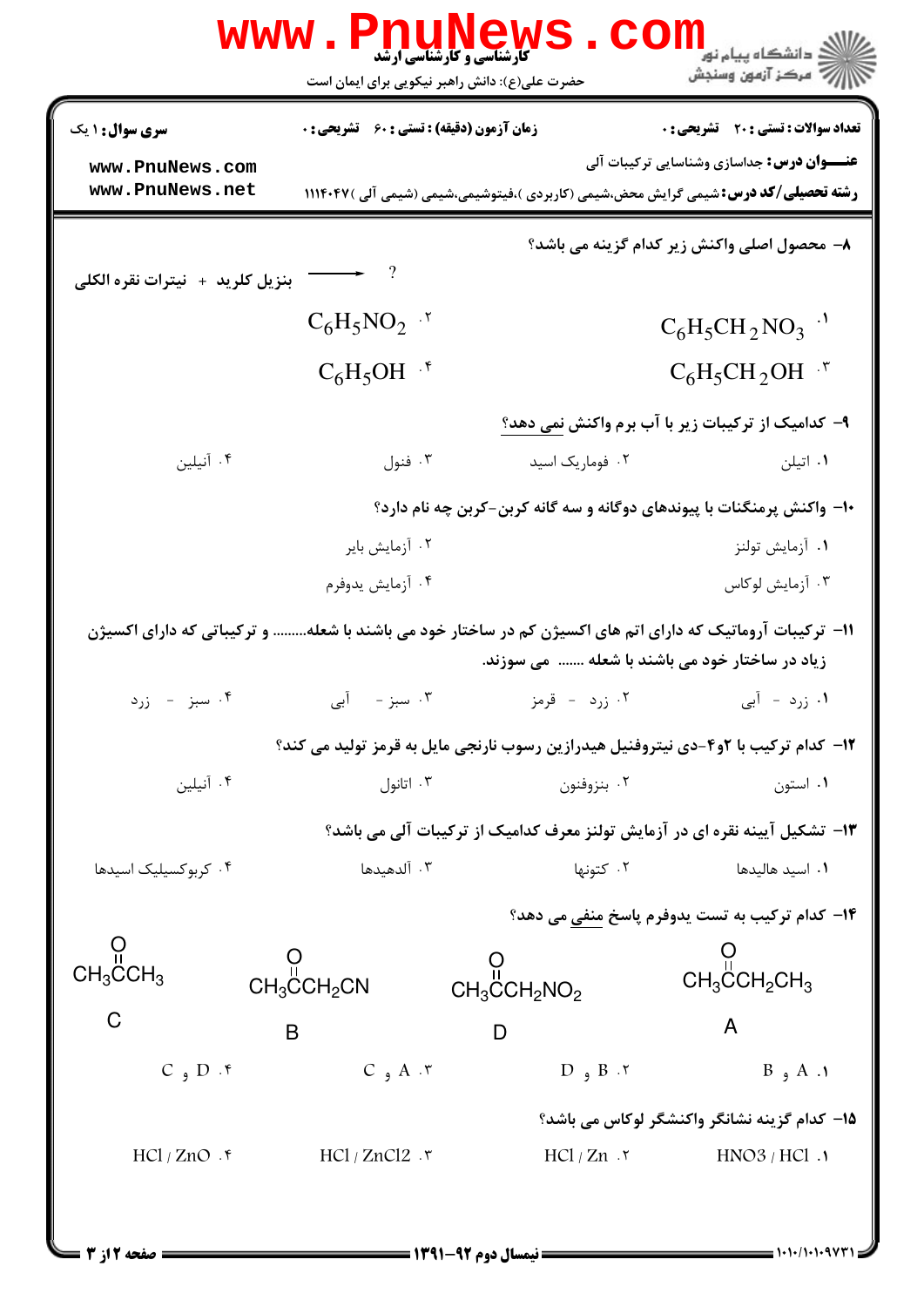**سری سوال:** ۱ یک | **زمان آزمون (دقیقه):** تستی : ۶۰ تشریحی : ۰ | **تعداد سوالات:** تستی : ۲۰ تشریحی : ۰

**عنـــوان درس:** جداسازی وشناسایی ترکیبات آلی

**رشته تحصیلی/کد درس:** شیمی گرایش محض،شیمی (کاربردی )،فیتوشیمی،شیمی (شیمی آلی )۱۱۱۴۰۴۷

۸- محصول اصلی واکنش زیر کدام گزینه می باشد؟

بنزیل کلرید + نیترات نقره الکلی ⟵ ?

۱. $C_6H_5CH_2NO_3$

۲. $C_6H_5NO_2$

۳. $C_6H_5CH_2OH$

۴. $C_6H_5OH$

۹- کدامیک از ترکیبات زیر با آب برم واکنش نمی دهد؟

۱. اتیلن ۲. فوماریک اسید ۳. فنول ۴. آنیلین

۱۰- واکنش پرمنگنات با پیوندهای دوگانه و سه گانه کربن-کربن چه نام دارد؟

۱. آزمایش تولنز

۲. آزمایش بایر

۳. آزمایش لوکاس

۴. آزمایش یدوفرم

۱۱- ترکیبات آروماتیک که دارای اتم های اکسیژن کم در ساختار خود می باشند با شعله......... و ترکیباتی که دارای اکسیژن زیاد در ساختار خود می باشند با شعله ....... می سوزند.

۱. زرد - آبی ۲. زرد - قرمز ۳. سبز - آبی ۴. سبز - زرد

۱۲- کدام ترکیب با ۲و۴-دی نیتروفنیل هیدرازین رسوب نارنجی مایل به قرمز تولید می کند؟

۱. استون ۲. بنزوفنون ۳. اتانول ۴. آنیلین

۱۳- تشکیل آیینه نقره ای در آزمایش تولنز معرف کدامیک از ترکیبات آلی می باشد؟

۱. اسید هالیدها ۲. کتونها ۳. آلدهیدها ۴. کربوکسیلیک اسیدها

۱۴- کدام ترکیب به تست یدوفرم پاسخ منفی می دهد؟

A: $CH_3COCH_2CH_3$

D: $CH_3COCH_2NO_2$

B: $CH_3COCH_2CN$

C: $CH_3COCH_3$

۱. A و B ۲. B و D ۳. A و C ۴. D و C

۱۵- کدام گزینه نشانگر واکنشگر لوکاس می باشد؟

۱. $HNO_3$ / HCl ۲. HCl / Zn ۳. HCl / $ZnCl_2$ ۴. HCl / ZnO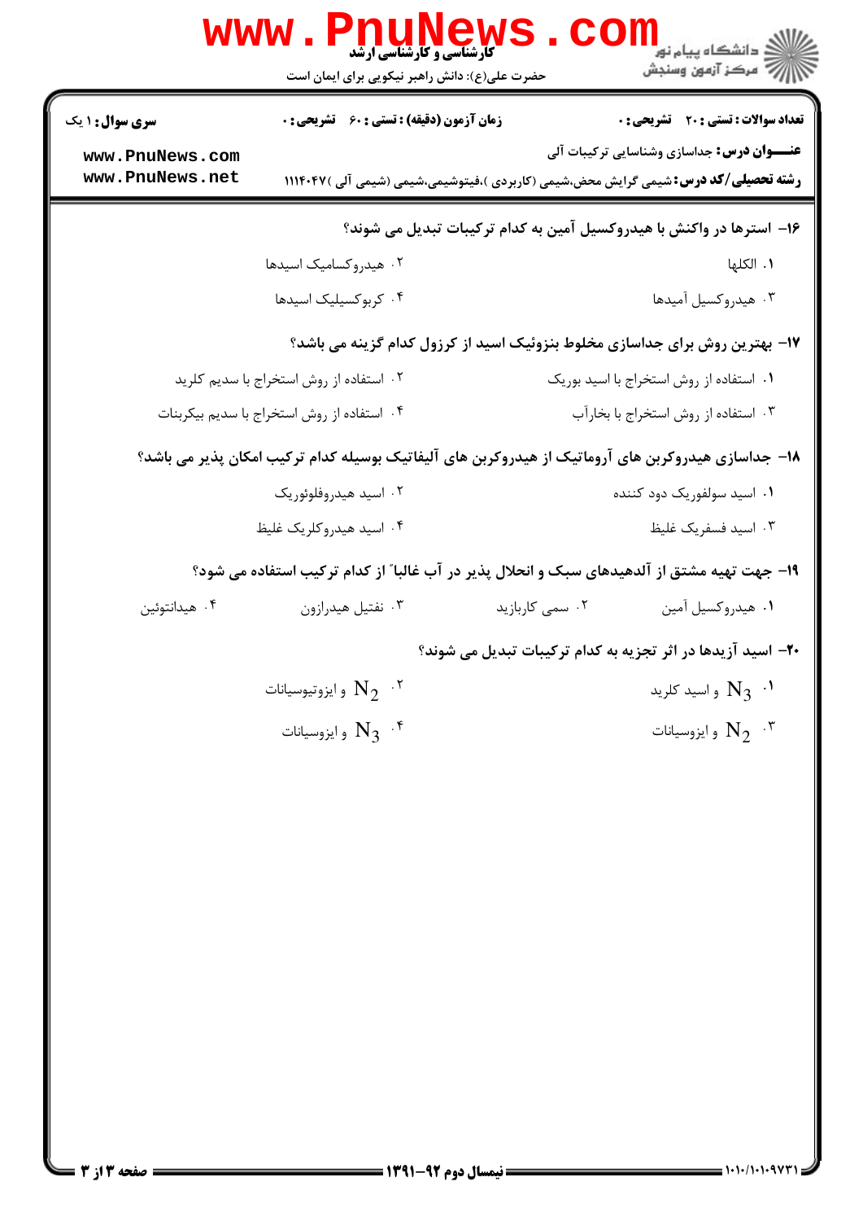**سری سوال:** ۱ یک

**زمان آزمون (دقیقه) : تستی :** ۶۰ **تشریحی :** ۰

**تعداد سوالات : تستی :** ۲۰ **تشریحی :** ۰

**عنـــوان درس:** جداسازی وشناسایی ترکیبات آلی

**رشته تحصیلی/کد درس:** شیمی گرایش محض،شیمی (کاربردی )،فیتوشیمی،شیمی (شیمی آلی )۱۱۱۴۰۴۷

۱۶- استرها در واکنش با هیدروکسیل آمین به کدام ترکیبات تبدیل می شوند؟

۱. الکلها

۲. هیدروکساميک اسیدها

۳. هیدروکسیل آمیدها

۴. کربوکسیلیک اسیدها

۱۷- بهترین روش برای جداسازی مخلوط بنزوئیک اسید از کرزول کدام گزینه می باشد؟

۱. استفاده از روش استخراج با اسید بوریک

۲. استفاده از روش استخراج با سدیم کلرید

۳. استفاده از روش استخراج با بخارآب

۴. استفاده از روش استخراج با سدیم بیکربنات

۱۸- جداسازی هیدروکربن های آروماتیک از هیدروکربن های آلیفاتیک بوسیله کدام ترکیب امکان پذیر می باشد؟

۱. اسید سولفوریک دود کننده

۲. اسید هیدروفلوئوریک

۳. اسید فسفریک غلیظ

۴. اسید هیدروکلریک غلیظ

۱۹- جهت تهیه مشتق از آلدهیدهای سبک و انحلال پذیر در آب غالباً از کدام ترکیب استفاده می شود؟

۱. هیدروکسیل آمین

۲. سمی کاربازید

۳. نفتیل هیدرازون

۴. هیدانتوئین

۲۰- اسید آزیدها در اثر تجزیه به کدام ترکیبات تبدیل می شوند؟

۱. $N_3$ و اسید کلرید

۲. $N_2$ و ایزوتیوسیانات

۳. $N_2$ و ایزوسیانات

۴. $N_3$ و ایزوسیانات